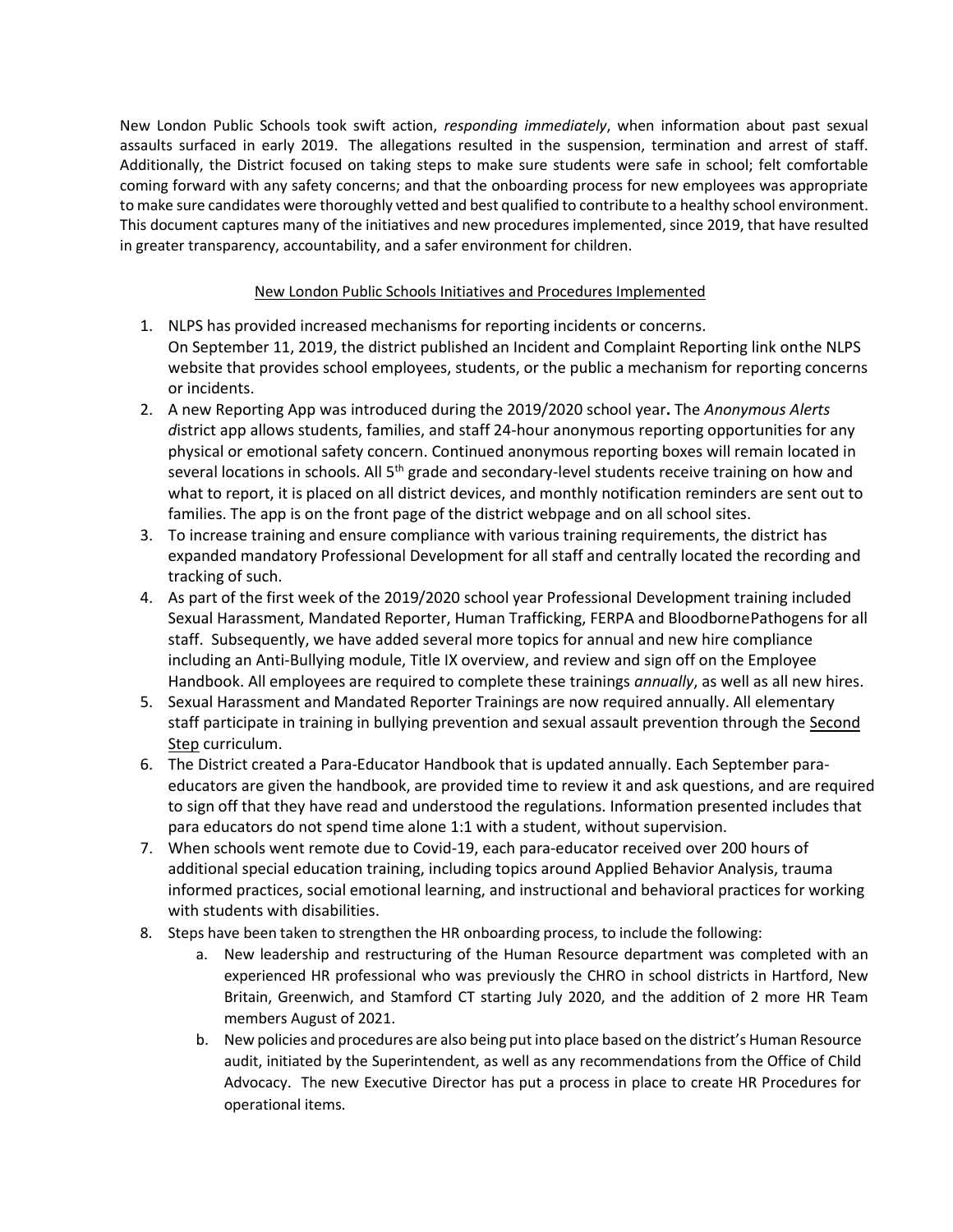New London Public Schools took swift action, *responding immediately*, when information about past sexual assaults surfaced in early 2019. The allegations resulted in the suspension, termination and arrest of staff. Additionally, the District focused on taking steps to make sure students were safe in school; felt comfortable coming forward with any safety concerns; and that the onboarding process for new employees was appropriate to make sure candidates were thoroughly vetted and best qualified to contribute to a healthy school environment. This document captures many of the initiatives and new procedures implemented, since 2019, that have resulted in greater transparency, accountability, and a safer environment for children.

<u>New London Public Schools Initiatives and Procedures Implemented</u>

1. NLPS has provided increased mechanisms for reporting incidents or concerns.
   On September 11, 2019, the district published an Incident and Complaint Reporting link onthe NLPS website that provides school employees, students, or the public a mechanism for reporting concerns or incidents.
2. A new Reporting App was introduced during the 2019/2020 school year**.** The *Anonymous Alerts d*istrict app allows students, families, and staff 24-hour anonymous reporting opportunities for any physical or emotional safety concern. Continued anonymous reporting boxes will remain located in several locations in schools. All 5th grade and secondary-level students receive training on how and what to report, it is placed on all district devices, and monthly notification reminders are sent out to families. The app is on the front page of the district webpage and on all school sites.
3. To increase training and ensure compliance with various training requirements, the district has expanded mandatory Professional Development for all staff and centrally located the recording and tracking of such.
4. As part of the first week of the 2019/2020 school year Professional Development training included Sexual Harassment, Mandated Reporter, Human Trafficking, FERPA and BloodbornePathogens for all staff. Subsequently, we have added several more topics for annual and new hire compliance including an Anti-Bullying module, Title IX overview, and review and sign off on the Employee Handbook. All employees are required to complete these trainings *annually*, as well as all new hires.
5. Sexual Harassment and Mandated Reporter Trainings are now required annually. All elementary staff participate in training in bullying prevention and sexual assault prevention through the <u>Second Step</u> curriculum.
6. The District created a Para-Educator Handbook that is updated annually. Each September para-educators are given the handbook, are provided time to review it and ask questions, and are required to sign off that they have read and understood the regulations. Information presented includes that para educators do not spend time alone 1:1 with a student, without supervision.
7. When schools went remote due to Covid-19, each para-educator received over 200 hours of additional special education training, including topics around Applied Behavior Analysis, trauma informed practices, social emotional learning, and instructional and behavioral practices for working with students with disabilities.
8. Steps have been taken to strengthen the HR onboarding process, to include the following:
   a. New leadership and restructuring of the Human Resource department was completed with an experienced HR professional who was previously the CHRO in school districts in Hartford, New Britain, Greenwich, and Stamford CT starting July 2020, and the addition of 2 more HR Team members August of 2021.
   b. New policies and procedures are also being put into place based on the district's Human Resource audit, initiated by the Superintendent, as well as any recommendations from the Office of Child Advocacy. The new Executive Director has put a process in place to create HR Procedures for operational items.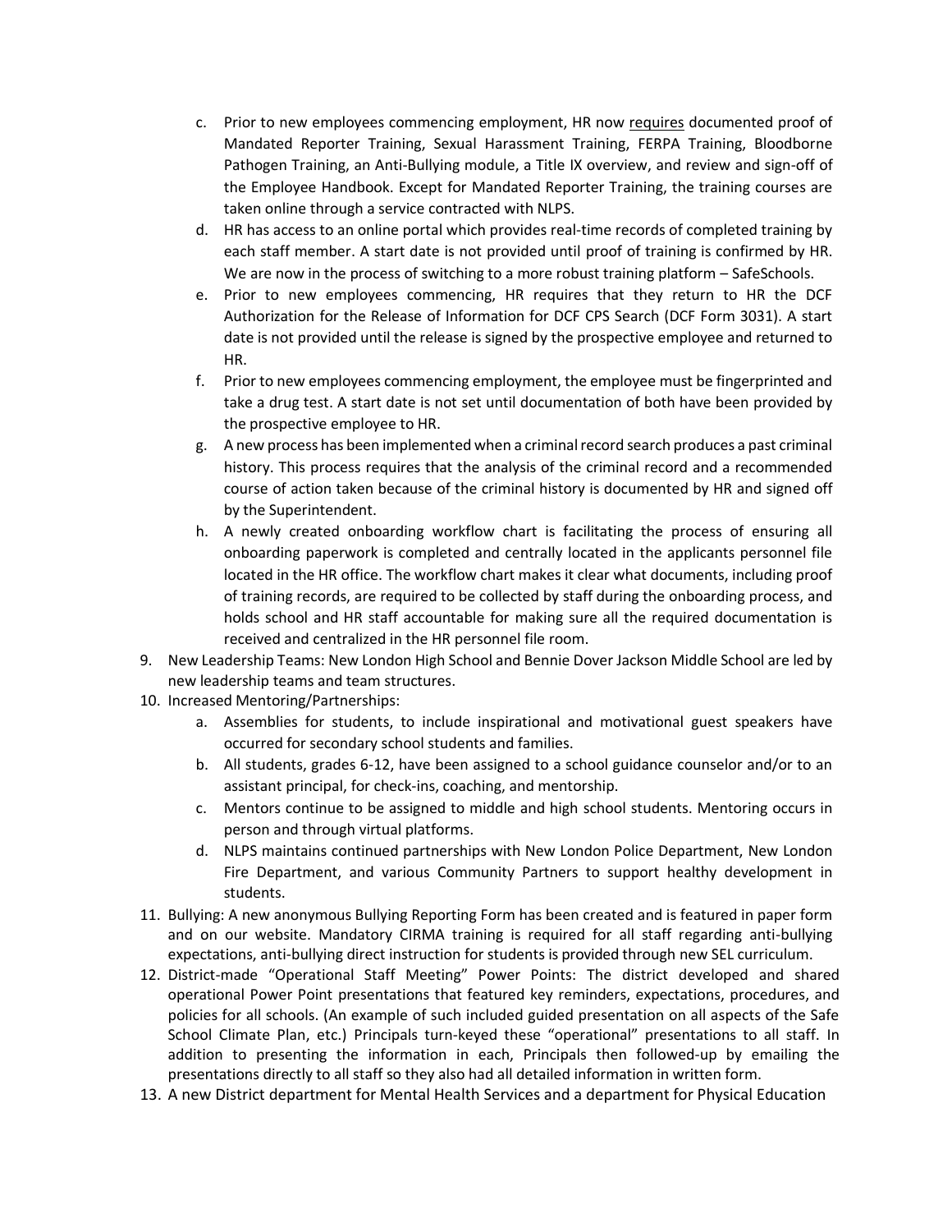c. Prior to new employees commencing employment, HR now <u>requires</u> documented proof of Mandated Reporter Training, Sexual Harassment Training, FERPA Training, Bloodborne Pathogen Training, an Anti-Bullying module, a Title IX overview, and review and sign-off of the Employee Handbook. Except for Mandated Reporter Training, the training courses are taken online through a service contracted with NLPS.

d. HR has access to an online portal which provides real-time records of completed training by each staff member. A start date is not provided until proof of training is confirmed by HR. We are now in the process of switching to a more robust training platform – SafeSchools.

e. Prior to new employees commencing, HR requires that they return to HR the DCF Authorization for the Release of Information for DCF CPS Search (DCF Form 3031). A start date is not provided until the release is signed by the prospective employee and returned to HR.

f. Prior to new employees commencing employment, the employee must be fingerprinted and take a drug test. A start date is not set until documentation of both have been provided by the prospective employee to HR.

g. A new process has been implemented when a criminal record search produces a past criminal history. This process requires that the analysis of the criminal record and a recommended course of action taken because of the criminal history is documented by HR and signed off by the Superintendent.

h. A newly created onboarding workflow chart is facilitating the process of ensuring all onboarding paperwork is completed and centrally located in the applicants personnel file located in the HR office. The workflow chart makes it clear what documents, including proof of training records, are required to be collected by staff during the onboarding process, and holds school and HR staff accountable for making sure all the required documentation is received and centralized in the HR personnel file room.

9. New Leadership Teams: New London High School and Bennie Dover Jackson Middle School are led by new leadership teams and team structures.
10. Increased Mentoring/Partnerships:
    a. Assemblies for students, to include inspirational and motivational guest speakers have occurred for secondary school students and families.
    b. All students, grades 6-12, have been assigned to a school guidance counselor and/or to an assistant principal, for check-ins, coaching, and mentorship.
    c. Mentors continue to be assigned to middle and high school students. Mentoring occurs in person and through virtual platforms.
    d. NLPS maintains continued partnerships with New London Police Department, New London Fire Department, and various Community Partners to support healthy development in students.
11. Bullying: A new anonymous Bullying Reporting Form has been created and is featured in paper form and on our website. Mandatory CIRMA training is required for all staff regarding anti-bullying expectations, anti-bullying direct instruction for students is provided through new SEL curriculum.
12. District-made "Operational Staff Meeting" Power Points: The district developed and shared operational Power Point presentations that featured key reminders, expectations, procedures, and policies for all schools. (An example of such included guided presentation on all aspects of the Safe School Climate Plan, etc.) Principals turn-keyed these "operational" presentations to all staff. In addition to presenting the information in each, Principals then followed-up by emailing the presentations directly to all staff so they also had all detailed information in written form.
13. A new District department for Mental Health Services and a department for Physical Education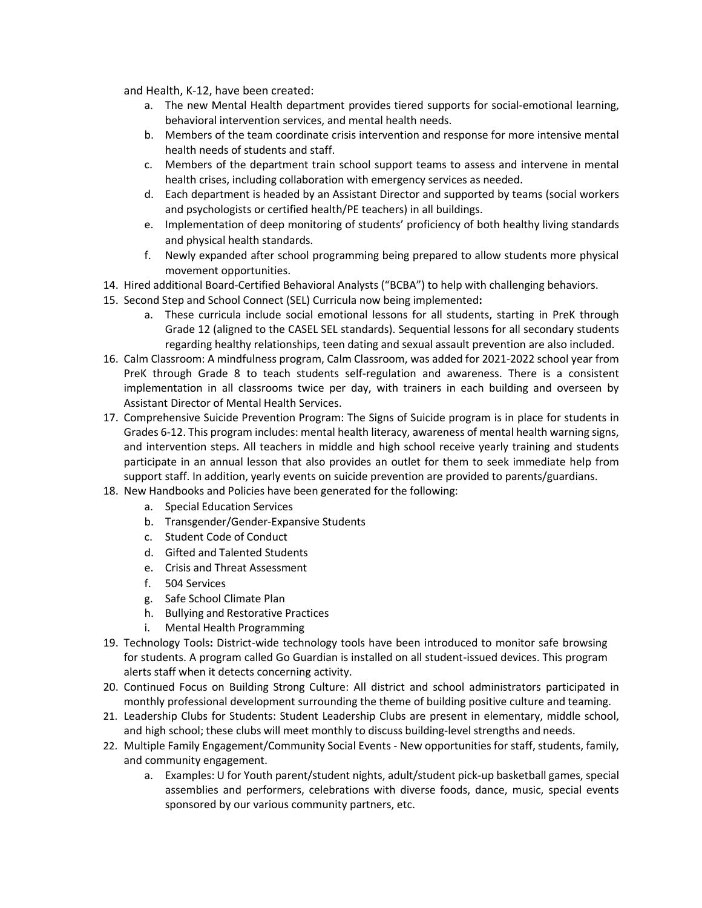and Health, K-12, have been created:

   a. The new Mental Health department provides tiered supports for social-emotional learning, behavioral intervention services, and mental health needs.
   b. Members of the team coordinate crisis intervention and response for more intensive mental health needs of students and staff.
   c. Members of the department train school support teams to assess and intervene in mental health crises, including collaboration with emergency services as needed.
   d. Each department is headed by an Assistant Director and supported by teams (social workers and psychologists or certified health/PE teachers) in all buildings.
   e. Implementation of deep monitoring of students' proficiency of both healthy living standards and physical health standards.
   f. Newly expanded after school programming being prepared to allow students more physical movement opportunities.

14. Hired additional Board-Certified Behavioral Analysts ("BCBA") to help with challenging behaviors.
15. Second Step and School Connect (SEL) Curricula now being implemented**:**
    a. These curricula include social emotional lessons for all students, starting in PreK through Grade 12 (aligned to the CASEL SEL standards). Sequential lessons for all secondary students regarding healthy relationships, teen dating and sexual assault prevention are also included.
16. Calm Classroom: A mindfulness program, Calm Classroom, was added for 2021-2022 school year from PreK through Grade 8 to teach students self-regulation and awareness. There is a consistent implementation in all classrooms twice per day, with trainers in each building and overseen by Assistant Director of Mental Health Services.
17. Comprehensive Suicide Prevention Program: The Signs of Suicide program is in place for students in Grades 6-12. This program includes: mental health literacy, awareness of mental health warning signs, and intervention steps. All teachers in middle and high school receive yearly training and students participate in an annual lesson that also provides an outlet for them to seek immediate help from support staff. In addition, yearly events on suicide prevention are provided to parents/guardians.
18. New Handbooks and Policies have been generated for the following:
    a. Special Education Services
    b. Transgender/Gender-Expansive Students
    c. Student Code of Conduct
    d. Gifted and Talented Students
    e. Crisis and Threat Assessment
    f. 504 Services
    g. Safe School Climate Plan
    h. Bullying and Restorative Practices
    i. Mental Health Programming
19. Technology Tools**:** District-wide technology tools have been introduced to monitor safe browsing for students. A program called Go Guardian is installed on all student-issued devices. This program alerts staff when it detects concerning activity.
20. Continued Focus on Building Strong Culture: All district and school administrators participated in monthly professional development surrounding the theme of building positive culture and teaming.
21. Leadership Clubs for Students: Student Leadership Clubs are present in elementary, middle school, and high school; these clubs will meet monthly to discuss building-level strengths and needs.
22. Multiple Family Engagement/Community Social Events - New opportunities for staff, students, family, and community engagement.
    a. Examples: U for Youth parent/student nights, adult/student pick-up basketball games, special assemblies and performers, celebrations with diverse foods, dance, music, special events sponsored by our various community partners, etc.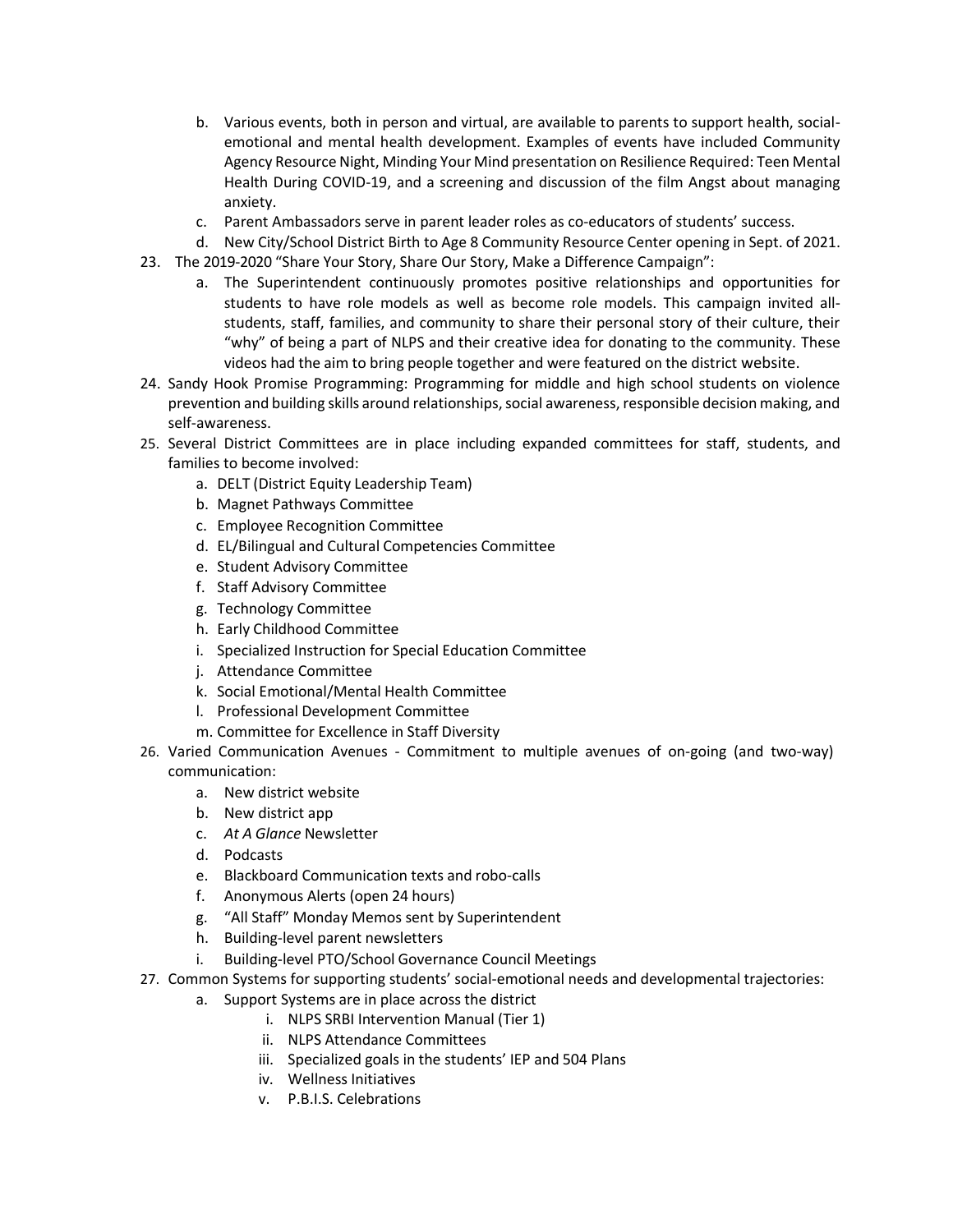b. Various events, both in person and virtual, are available to parents to support health, social-emotional and mental health development. Examples of events have included Community Agency Resource Night, Minding Your Mind presentation on Resilience Required: Teen Mental Health During COVID-19, and a screening and discussion of the film Angst about managing anxiety.
   c. Parent Ambassadors serve in parent leader roles as co-educators of students' success.
   d. New City/School District Birth to Age 8 Community Resource Center opening in Sept. of 2021.

23. The 2019-2020 "Share Your Story, Share Our Story, Make a Difference Campaign":
    a. The Superintendent continuously promotes positive relationships and opportunities for students to have role models as well as become role models. This campaign invited all-students, staff, families, and community to share their personal story of their culture, their "why" of being a part of NLPS and their creative idea for donating to the community. These videos had the aim to bring people together and were featured on the district website.
24. Sandy Hook Promise Programming: Programming for middle and high school students on violence prevention and building skills around relationships, social awareness, responsible decision making, and self-awareness.
25. Several District Committees are in place including expanded committees for staff, students, and families to become involved:
    a. DELT (District Equity Leadership Team)
    b. Magnet Pathways Committee
    c. Employee Recognition Committee
    d. EL/Bilingual and Cultural Competencies Committee
    e. Student Advisory Committee
    f. Staff Advisory Committee
    g. Technology Committee
    h. Early Childhood Committee
    i. Specialized Instruction for Special Education Committee
    j. Attendance Committee
    k. Social Emotional/Mental Health Committee
    l. Professional Development Committee
    m. Committee for Excellence in Staff Diversity
26. Varied Communication Avenues - Commitment to multiple avenues of on-going (and two-way) communication:
    a. New district website
    b. New district app
    c. *At A Glance* Newsletter
    d. Podcasts
    e. Blackboard Communication texts and robo-calls
    f. Anonymous Alerts (open 24 hours)
    g. "All Staff" Monday Memos sent by Superintendent
    h. Building-level parent newsletters
    i. Building-level PTO/School Governance Council Meetings
27. Common Systems for supporting students' social-emotional needs and developmental trajectories:
    a. Support Systems are in place across the district
       i. NLPS SRBI Intervention Manual (Tier 1)
       ii. NLPS Attendance Committees
       iii. Specialized goals in the students' IEP and 504 Plans
       iv. Wellness Initiatives
       v. P.B.I.S. Celebrations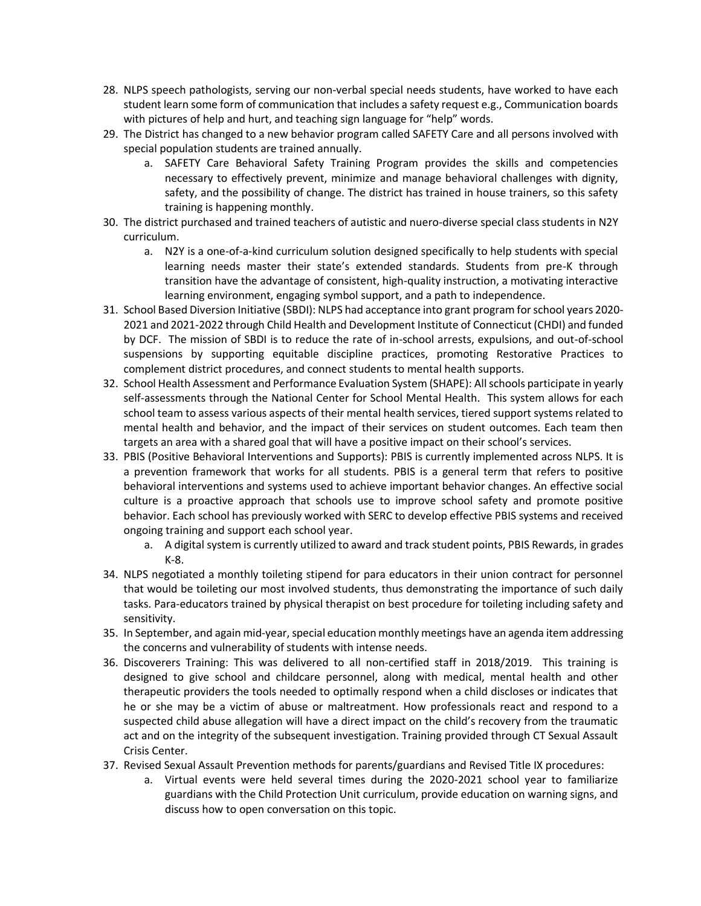28. NLPS speech pathologists, serving our non-verbal special needs students, have worked to have each student learn some form of communication that includes a safety request e.g., Communication boards with pictures of help and hurt, and teaching sign language for "help" words.
29. The District has changed to a new behavior program called SAFETY Care and all persons involved with special population students are trained annually.
    a. SAFETY Care Behavioral Safety Training Program provides the skills and competencies necessary to effectively prevent, minimize and manage behavioral challenges with dignity, safety, and the possibility of change. The district has trained in house trainers, so this safety training is happening monthly.
30. The district purchased and trained teachers of autistic and nuero-diverse special class students in N2Y curriculum.
    a. N2Y is a one-of-a-kind curriculum solution designed specifically to help students with special learning needs master their state's extended standards. Students from pre-K through transition have the advantage of consistent, high-quality instruction, a motivating interactive learning environment, engaging symbol support, and a path to independence.
31. School Based Diversion Initiative (SBDI): NLPS had acceptance into grant program for school years 2020-2021 and 2021-2022 through Child Health and Development Institute of Connecticut (CHDI) and funded by DCF. The mission of SBDI is to reduce the rate of in-school arrests, expulsions, and out-of-school suspensions by supporting equitable discipline practices, promoting Restorative Practices to complement district procedures, and connect students to mental health supports.
32. School Health Assessment and Performance Evaluation System (SHAPE): All schools participate in yearly self-assessments through the National Center for School Mental Health. This system allows for each school team to assess various aspects of their mental health services, tiered support systems related to mental health and behavior, and the impact of their services on student outcomes. Each team then targets an area with a shared goal that will have a positive impact on their school's services.
33. PBIS (Positive Behavioral Interventions and Supports): PBIS is currently implemented across NLPS. It is a prevention framework that works for all students. PBIS is a general term that refers to positive behavioral interventions and systems used to achieve important behavior changes. An effective social culture is a proactive approach that schools use to improve school safety and promote positive behavior. Each school has previously worked with SERC to develop effective PBIS systems and received ongoing training and support each school year.
    a. A digital system is currently utilized to award and track student points, PBIS Rewards, in grades K-8.
34. NLPS negotiated a monthly toileting stipend for para educators in their union contract for personnel that would be toileting our most involved students, thus demonstrating the importance of such daily tasks. Para-educators trained by physical therapist on best procedure for toileting including safety and sensitivity.
35. In September, and again mid-year, special education monthly meetings have an agenda item addressing the concerns and vulnerability of students with intense needs.
36. Discoverers Training: This was delivered to all non-certified staff in 2018/2019. This training is designed to give school and childcare personnel, along with medical, mental health and other therapeutic providers the tools needed to optimally respond when a child discloses or indicates that he or she may be a victim of abuse or maltreatment. How professionals react and respond to a suspected child abuse allegation will have a direct impact on the child's recovery from the traumatic act and on the integrity of the subsequent investigation. Training provided through CT Sexual Assault Crisis Center.
37. Revised Sexual Assault Prevention methods for parents/guardians and Revised Title IX procedures:
    a. Virtual events were held several times during the 2020-2021 school year to familiarize guardians with the Child Protection Unit curriculum, provide education on warning signs, and discuss how to open conversation on this topic.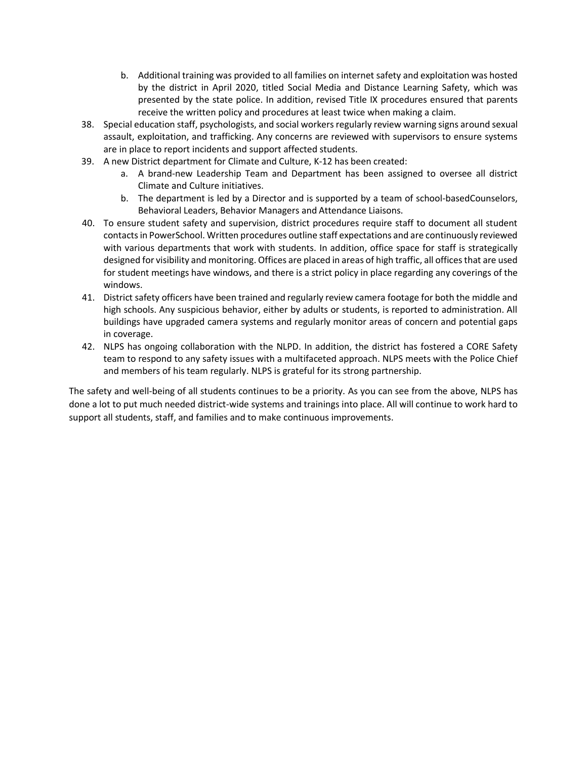b. Additional training was provided to all families on internet safety and exploitation was hosted by the district in April 2020, titled Social Media and Distance Learning Safety, which was presented by the state police. In addition, revised Title IX procedures ensured that parents receive the written policy and procedures at least twice when making a claim.

38. Special education staff, psychologists, and social workers regularly review warning signs around sexual assault, exploitation, and trafficking. Any concerns are reviewed with supervisors to ensure systems are in place to report incidents and support affected students.
39. A new District department for Climate and Culture, K-12 has been created:
    a. A brand-new Leadership Team and Department has been assigned to oversee all district Climate and Culture initiatives.
    b. The department is led by a Director and is supported by a team of school-basedCounselors, Behavioral Leaders, Behavior Managers and Attendance Liaisons.
40. To ensure student safety and supervision, district procedures require staff to document all student contacts in PowerSchool. Written procedures outline staff expectations and are continuously reviewed with various departments that work with students. In addition, office space for staff is strategically designed for visibility and monitoring. Offices are placed in areas of high traffic, all offices that are used for student meetings have windows, and there is a strict policy in place regarding any coverings of the windows.
41. District safety officers have been trained and regularly review camera footage for both the middle and high schools. Any suspicious behavior, either by adults or students, is reported to administration. All buildings have upgraded camera systems and regularly monitor areas of concern and potential gaps in coverage.
42. NLPS has ongoing collaboration with the NLPD. In addition, the district has fostered a CORE Safety team to respond to any safety issues with a multifaceted approach. NLPS meets with the Police Chief and members of his team regularly. NLPS is grateful for its strong partnership.

The safety and well-being of all students continues to be a priority. As you can see from the above, NLPS has done a lot to put much needed district-wide systems and trainings into place. All will continue to work hard to support all students, staff, and families and to make continuous improvements.